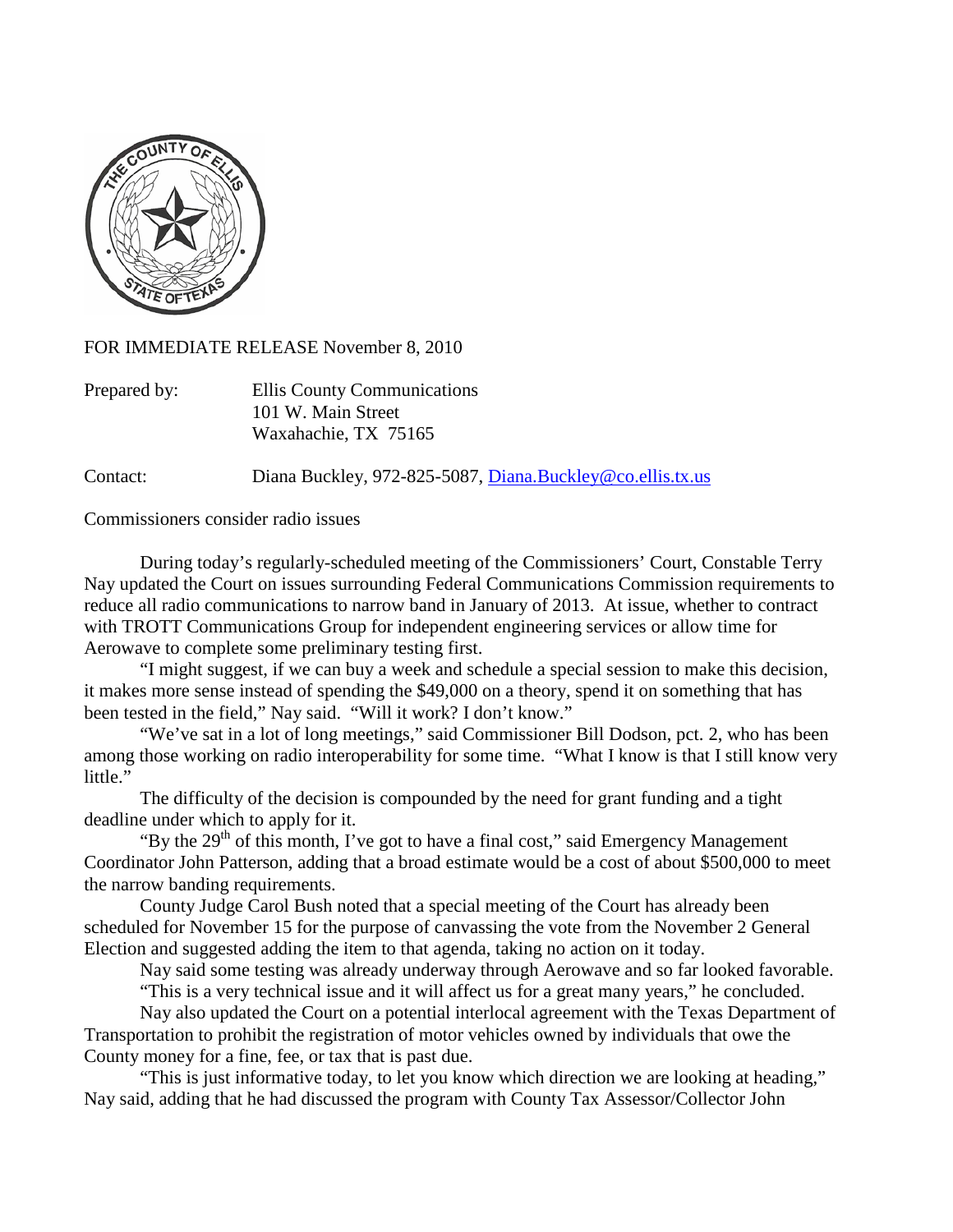FOR IMMEDIATE RELEASE November 8, 2010

Prepared by: Ellis County Communications
101 W. Main Street
Waxahachie, TX 75165

Contact: Diana Buckley, 972-825-5087, Diana.Buckley@co.ellis.tx.us

Commissioners consider radio issues

During today's regularly-scheduled meeting of the Commissioners' Court, Constable Terry Nay updated the Court on issues surrounding Federal Communications Commission requirements to reduce all radio communications to narrow band in January of 2013. At issue, whether to contract with TROTT Communications Group for independent engineering services or allow time for Aerowave to complete some preliminary testing first.

"I might suggest, if we can buy a week and schedule a special session to make this decision, it makes more sense instead of spending the $49,000 on a theory, spend it on something that has been tested in the field," Nay said. "Will it work? I don't know."

"We've sat in a lot of long meetings," said Commissioner Bill Dodson, pct. 2, who has been among those working on radio interoperability for some time. "What I know is that I still know very little."

The difficulty of the decision is compounded by the need for grant funding and a tight deadline under which to apply for it.

"By the 29th of this month, I've got to have a final cost," said Emergency Management Coordinator John Patterson, adding that a broad estimate would be a cost of about $500,000 to meet the narrow banding requirements.

County Judge Carol Bush noted that a special meeting of the Court has already been scheduled for November 15 for the purpose of canvassing the vote from the November 2 General Election and suggested adding the item to that agenda, taking no action on it today.

Nay said some testing was already underway through Aerowave and so far looked favorable.

"This is a very technical issue and it will affect us for a great many years," he concluded.

Nay also updated the Court on a potential interlocal agreement with the Texas Department of Transportation to prohibit the registration of motor vehicles owned by individuals that owe the County money for a fine, fee, or tax that is past due.

"This is just informative today, to let you know which direction we are looking at heading," Nay said, adding that he had discussed the program with County Tax Assessor/Collector John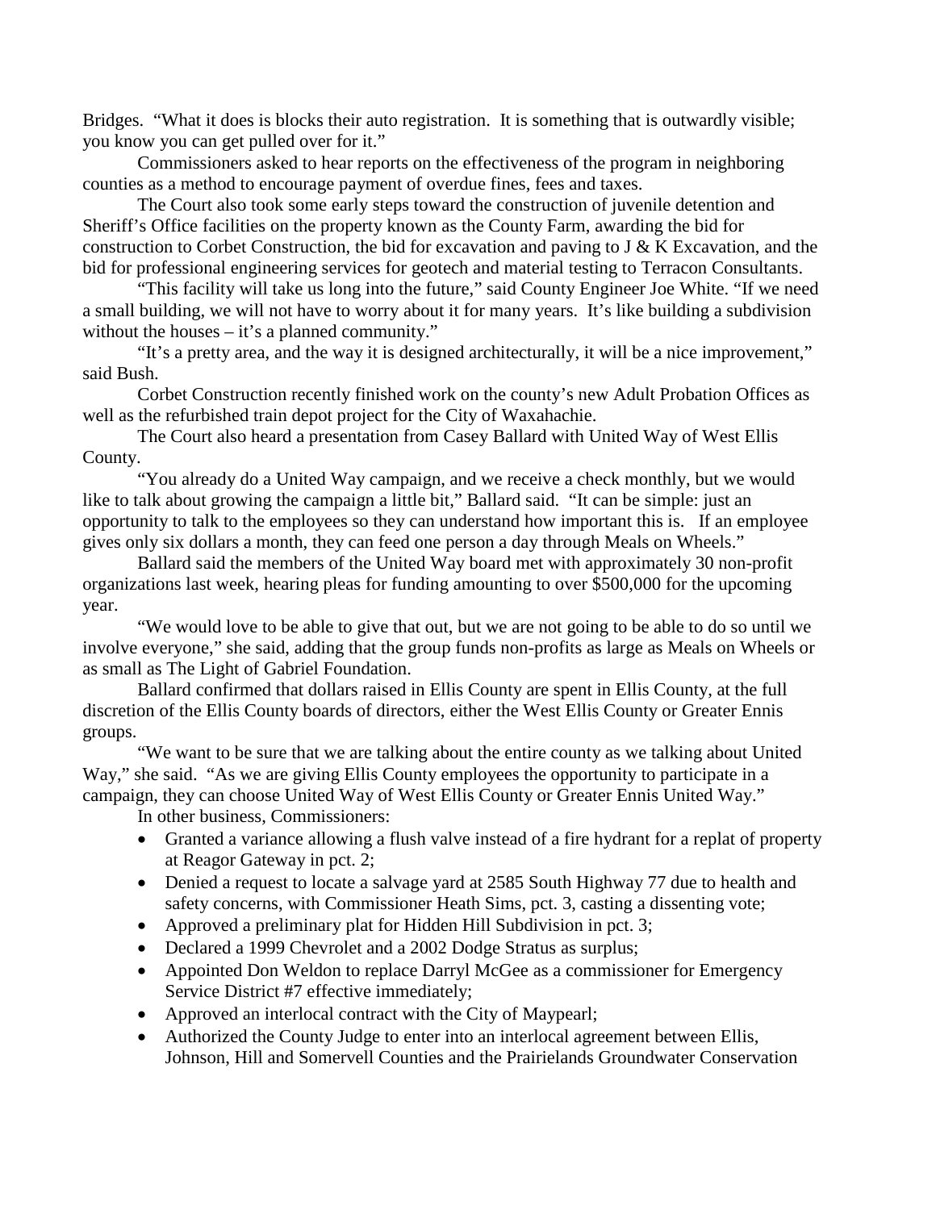Bridges. "What it does is blocks their auto registration. It is something that is outwardly visible; you know you can get pulled over for it."

Commissioners asked to hear reports on the effectiveness of the program in neighboring counties as a method to encourage payment of overdue fines, fees and taxes.

The Court also took some early steps toward the construction of juvenile detention and Sheriff's Office facilities on the property known as the County Farm, awarding the bid for construction to Corbet Construction, the bid for excavation and paving to J & K Excavation, and the bid for professional engineering services for geotech and material testing to Terracon Consultants.

"This facility will take us long into the future," said County Engineer Joe White. "If we need a small building, we will not have to worry about it for many years. It's like building a subdivision without the houses – it's a planned community."

"It's a pretty area, and the way it is designed architecturally, it will be a nice improvement," said Bush.

Corbet Construction recently finished work on the county's new Adult Probation Offices as well as the refurbished train depot project for the City of Waxahachie.

The Court also heard a presentation from Casey Ballard with United Way of West Ellis County.

"You already do a United Way campaign, and we receive a check monthly, but we would like to talk about growing the campaign a little bit," Ballard said. "It can be simple: just an opportunity to talk to the employees so they can understand how important this is. If an employee gives only six dollars a month, they can feed one person a day through Meals on Wheels."

Ballard said the members of the United Way board met with approximately 30 non-profit organizations last week, hearing pleas for funding amounting to over $500,000 for the upcoming year.

"We would love to be able to give that out, but we are not going to be able to do so until we involve everyone," she said, adding that the group funds non-profits as large as Meals on Wheels or as small as The Light of Gabriel Foundation.

Ballard confirmed that dollars raised in Ellis County are spent in Ellis County, at the full discretion of the Ellis County boards of directors, either the West Ellis County or Greater Ennis groups.

"We want to be sure that we are talking about the entire county as we talking about United Way," she said. "As we are giving Ellis County employees the opportunity to participate in a campaign, they can choose United Way of West Ellis County or Greater Ennis United Way."

In other business, Commissioners:

- Granted a variance allowing a flush valve instead of a fire hydrant for a replat of property at Reagor Gateway in pct. 2;
- Denied a request to locate a salvage yard at 2585 South Highway 77 due to health and safety concerns, with Commissioner Heath Sims, pct. 3, casting a dissenting vote;
- Approved a preliminary plat for Hidden Hill Subdivision in pct. 3;
- Declared a 1999 Chevrolet and a 2002 Dodge Stratus as surplus;
- Appointed Don Weldon to replace Darryl McGee as a commissioner for Emergency Service District #7 effective immediately;
- Approved an interlocal contract with the City of Maypearl;
- Authorized the County Judge to enter into an interlocal agreement between Ellis, Johnson, Hill and Somervell Counties and the Prairielands Groundwater Conservation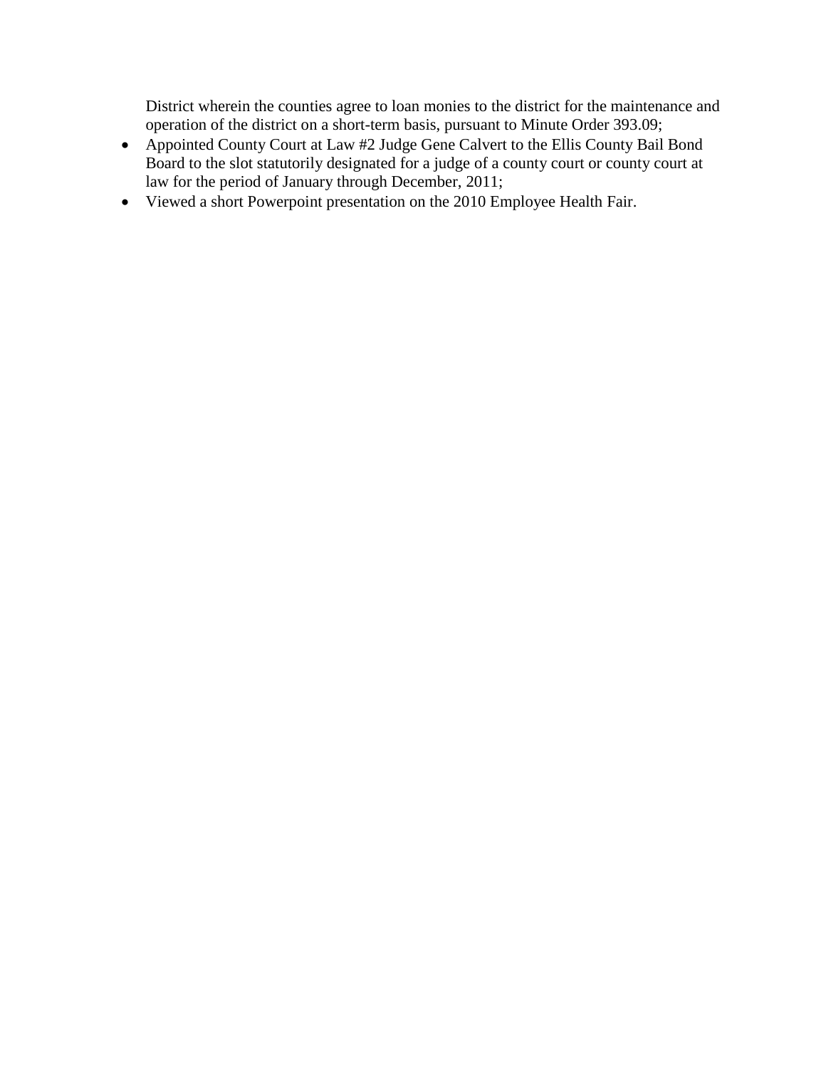District wherein the counties agree to loan monies to the district for the maintenance and operation of the district on a short-term basis, pursuant to Minute Order 393.09;

- Appointed County Court at Law #2 Judge Gene Calvert to the Ellis County Bail Bond Board to the slot statutorily designated for a judge of a county court or county court at law for the period of January through December, 2011;
- Viewed a short Powerpoint presentation on the 2010 Employee Health Fair.